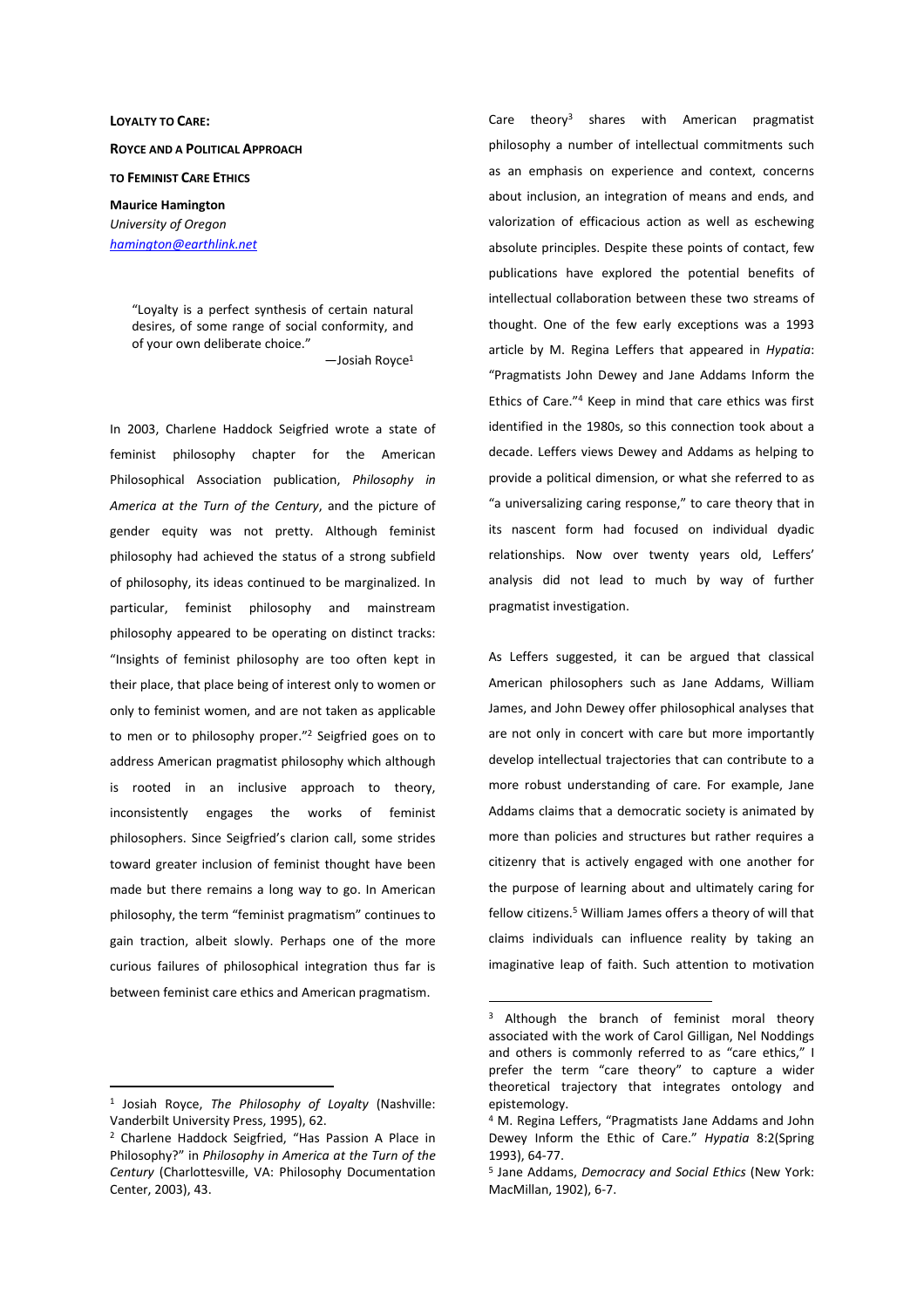# Loyalty to Care: Royce and a Political Approach to Feminist Care Ethics

**Maurice Hamington**
*University of Oregon*
hamington@earthlink.net

> "Loyalty is a perfect synthesis of certain natural desires, of some range of social conformity, and of your own deliberate choice."
>
> —Josiah Royce[1]

In 2003, Charlene Haddock Seigfried wrote a state of feminist philosophy chapter for the American Philosophical Association publication, *Philosophy in America at the Turn of the Century*, and the picture of gender equity was not pretty. Although feminist philosophy had achieved the status of a strong subfield of philosophy, its ideas continued to be marginalized. In particular, feminist philosophy and mainstream philosophy appeared to be operating on distinct tracks: "Insights of feminist philosophy are too often kept in their place, that place being of interest only to women or only to feminist women, and are not taken as applicable to men or to philosophy proper."[2] Seigfried goes on to address American pragmatist philosophy which although is rooted in an inclusive approach to theory, inconsistently engages the works of feminist philosophers. Since Seigfried's clarion call, some strides toward greater inclusion of feminist thought have been made but there remains a long way to go. In American philosophy, the term "feminist pragmatism" continues to gain traction, albeit slowly. Perhaps one of the more curious failures of philosophical integration thus far is between feminist care ethics and American pragmatism.

Care theory[3] shares with American pragmatist philosophy a number of intellectual commitments such as an emphasis on experience and context, concerns about inclusion, an integration of means and ends, and valorization of efficacious action as well as eschewing absolute principles. Despite these points of contact, few publications have explored the potential benefits of intellectual collaboration between these two streams of thought. One of the few early exceptions was a 1993 article by M. Regina Leffers that appeared in *Hypatia*: "Pragmatists John Dewey and Jane Addams Inform the Ethics of Care."[4] Keep in mind that care ethics was first identified in the 1980s, so this connection took about a decade. Leffers views Dewey and Addams as helping to provide a political dimension, or what she referred to as "a universalizing caring response," to care theory that in its nascent form had focused on individual dyadic relationships. Now over twenty years old, Leffers' analysis did not lead to much by way of further pragmatist investigation.

As Leffers suggested, it can be argued that classical American philosophers such as Jane Addams, William James, and John Dewey offer philosophical analyses that are not only in concert with care but more importantly develop intellectual trajectories that can contribute to a more robust understanding of care. For example, Jane Addams claims that a democratic society is animated by more than policies and structures but rather requires a citizenry that is actively engaged with one another for the purpose of learning about and ultimately caring for fellow citizens.[5] William James offers a theory of will that claims individuals can influence reality by taking an imaginative leap of faith. Such attention to motivation

---

[1] Josiah Royce, *The Philosophy of Loyalty* (Nashville: Vanderbilt University Press, 1995), 62.

[2] Charlene Haddock Seigfried, "Has Passion A Place in Philosophy?" in *Philosophy in America at the Turn of the Century* (Charlottesville, VA: Philosophy Documentation Center, 2003), 43.

[3] Although the branch of feminist moral theory associated with the work of Carol Gilligan, Nel Noddings and others is commonly referred to as "care ethics," I prefer the term "care theory" to capture a wider theoretical trajectory that integrates ontology and epistemology.

[4] M. Regina Leffers, "Pragmatists Jane Addams and John Dewey Inform the Ethic of Care." *Hypatia* 8:2(Spring 1993), 64-77.

[5] Jane Addams, *Democracy and Social Ethics* (New York: MacMillan, 1902), 6-7.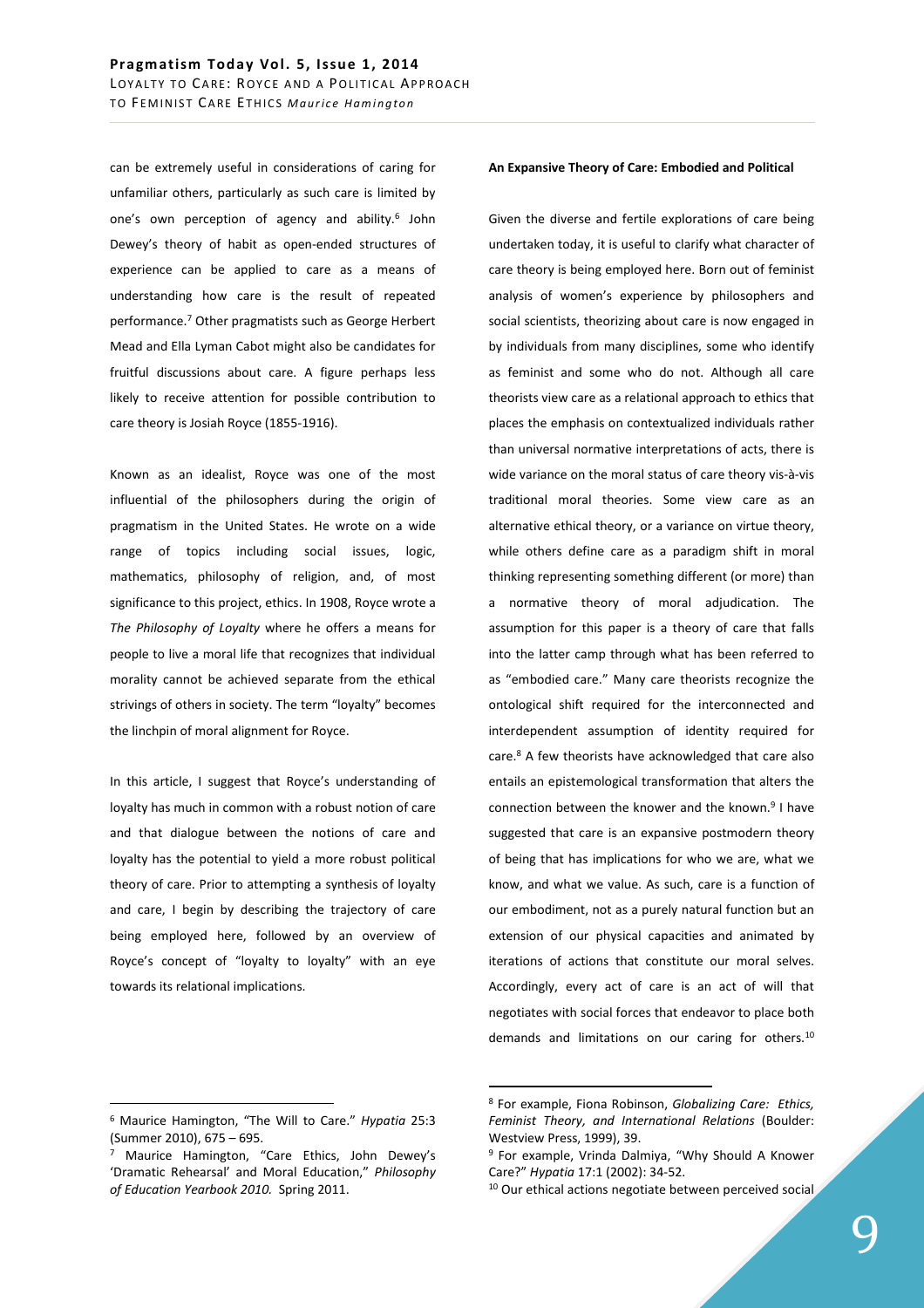can be extremely useful in considerations of caring for unfamiliar others, particularly as such care is limited by one's own perception of agency and ability.[6] John Dewey's theory of habit as open-ended structures of experience can be applied to care as a means of understanding how care is the result of repeated performance.[7] Other pragmatists such as George Herbert Mead and Ella Lyman Cabot might also be candidates for fruitful discussions about care. A figure perhaps less likely to receive attention for possible contribution to care theory is Josiah Royce (1855-1916).

Known as an idealist, Royce was one of the most influential of the philosophers during the origin of pragmatism in the United States. He wrote on a wide range of topics including social issues, logic, mathematics, philosophy of religion, and, of most significance to this project, ethics. In 1908, Royce wrote a *The Philosophy of Loyalty* where he offers a means for people to live a moral life that recognizes that individual morality cannot be achieved separate from the ethical strivings of others in society. The term "loyalty" becomes the linchpin of moral alignment for Royce.

In this article, I suggest that Royce's understanding of loyalty has much in common with a robust notion of care and that dialogue between the notions of care and loyalty has the potential to yield a more robust political theory of care. Prior to attempting a synthesis of loyalty and care, I begin by describing the trajectory of care being employed here, followed by an overview of Royce's concept of "loyalty to loyalty" with an eye towards its relational implications.

**An Expansive Theory of Care: Embodied and Political**

Given the diverse and fertile explorations of care being undertaken today, it is useful to clarify what character of care theory is being employed here. Born out of feminist analysis of women's experience by philosophers and social scientists, theorizing about care is now engaged in by individuals from many disciplines, some who identify as feminist and some who do not. Although all care theorists view care as a relational approach to ethics that places the emphasis on contextualized individuals rather than universal normative interpretations of acts, there is wide variance on the moral status of care theory vis-à-vis traditional moral theories. Some view care as an alternative ethical theory, or a variance on virtue theory, while others define care as a paradigm shift in moral thinking representing something different (or more) than a normative theory of moral adjudication. The assumption for this paper is a theory of care that falls into the latter camp through what has been referred to as "embodied care." Many care theorists recognize the ontological shift required for the interconnected and interdependent assumption of identity required for care.[8] A few theorists have acknowledged that care also entails an epistemological transformation that alters the connection between the knower and the known.[9] I have suggested that care is an expansive postmodern theory of being that has implications for who we are, what we know, and what we value. As such, care is a function of our embodiment, not as a purely natural function but an extension of our physical capacities and animated by iterations of actions that constitute our moral selves. Accordingly, every act of care is an act of will that negotiates with social forces that endeavor to place both demands and limitations on our caring for others.[10]

---

[6] Maurice Hamington, "The Will to Care." *Hypatia* 25:3 (Summer 2010), 675 – 695.

[7] Maurice Hamington, "Care Ethics, John Dewey's 'Dramatic Rehearsal' and Moral Education," *Philosophy of Education Yearbook 2010.* Spring 2011.

[8] For example, Fiona Robinson, *Globalizing Care: Ethics, Feminist Theory, and International Relations* (Boulder: Westview Press, 1999), 39.

[9] For example, Vrinda Dalmiya, "Why Should A Knower Care?" *Hypatia* 17:1 (2002): 34-52.

[10] Our ethical actions negotiate between perceived social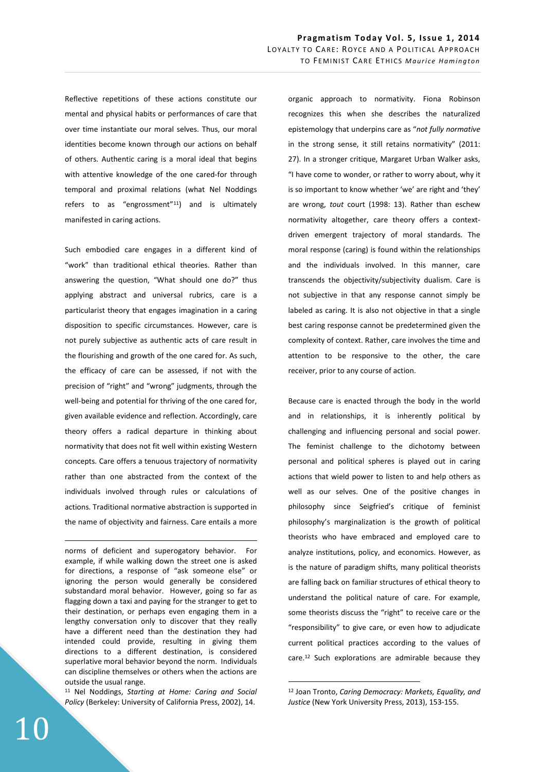Reflective repetitions of these actions constitute our mental and physical habits or performances of care that over time instantiate our moral selves. Thus, our moral identities become known through our actions on behalf of others. Authentic caring is a moral ideal that begins with attentive knowledge of the one cared-for through temporal and proximal relations (what Nel Noddings refers to as "engrossment"[11]) and is ultimately manifested in caring actions.

Such embodied care engages in a different kind of "work" than traditional ethical theories. Rather than answering the question, "What should one do?" thus applying abstract and universal rubrics, care is a particularist theory that engages imagination in a caring disposition to specific circumstances. However, care is not purely subjective as authentic acts of care result in the flourishing and growth of the one cared for. As such, the efficacy of care can be assessed, if not with the precision of "right" and "wrong" judgments, through the well-being and potential for thriving of the one cared for, given available evidence and reflection. Accordingly, care theory offers a radical departure in thinking about normativity that does not fit well within existing Western concepts. Care offers a tenuous trajectory of normativity rather than one abstracted from the context of the individuals involved through rules or calculations of actions. Traditional normative abstraction is supported in the name of objectivity and fairness. Care entails a more organic approach to normativity. Fiona Robinson recognizes this when she describes the naturalized epistemology that underpins care as "*not fully normative* in the strong sense, it still retains normativity" (2011: 27). In a stronger critique, Margaret Urban Walker asks, "I have come to wonder, or rather to worry about, why it is so important to know whether 'we' are right and 'they' are wrong, *tout* court (1998: 13). Rather than eschew normativity altogether, care theory offers a context-driven emergent trajectory of moral standards. The moral response (caring) is found within the relationships and the individuals involved. In this manner, care transcends the objectivity/subjectivity dualism. Care is not subjective in that any response cannot simply be labeled as caring. It is also not objective in that a single best caring response cannot be predetermined given the complexity of context. Rather, care involves the time and attention to be responsive to the other, the care receiver, prior to any course of action.

Because care is enacted through the body in the world and in relationships, it is inherently political by challenging and influencing personal and social power. The feminist challenge to the dichotomy between personal and political spheres is played out in caring actions that wield power to listen to and help others as well as our selves. One of the positive changes in philosophy since Seigfried's critique of feminist philosophy's marginalization is the growth of political theorists who have embraced and employed care to analyze institutions, policy, and economics. However, as is the nature of paradigm shifts, many political theorists are falling back on familiar structures of ethical theory to understand the political nature of care. For example, some theorists discuss the "right" to receive care or the "responsibility" to give care, or even how to adjudicate current political practices according to the values of care.[12] Such explorations are admirable because they

---

norms of deficient and superogatory behavior. For example, if while walking down the street one is asked for directions, a response of "ask someone else" or ignoring the person would generally be considered substandard moral behavior. However, going so far as flagging down a taxi and paying for the stranger to get to their destination, or perhaps even engaging them in a lengthy conversation only to discover that they really have a different need than the destination they had intended could provide, resulting in giving them directions to a different destination, is considered superlative moral behavior beyond the norm. Individuals can discipline themselves or others when the actions are outside the usual range.

[11] Nel Noddings, *Starting at Home: Caring and Social Policy* (Berkeley: University of California Press, 2002), 14.

[12] Joan Tronto, *Caring Democracy: Markets, Equality, and Justice* (New York University Press, 2013), 153-155.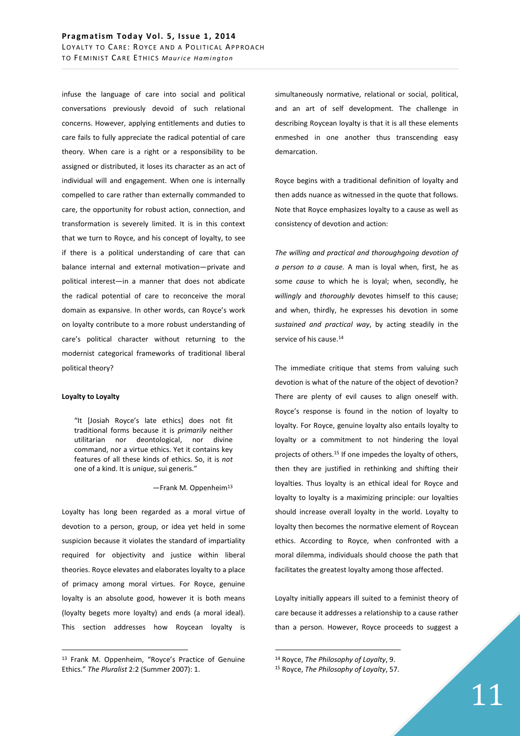infuse the language of care into social and political conversations previously devoid of such relational concerns. However, applying entitlements and duties to care fails to fully appreciate the radical potential of care theory. When care is a right or a responsibility to be assigned or distributed, it loses its character as an act of individual will and engagement. When one is internally compelled to care rather than externally commanded to care, the opportunity for robust action, connection, and transformation is severely limited. It is in this context that we turn to Royce, and his concept of loyalty, to see if there is a political understanding of care that can balance internal and external motivation—private and political interest—in a manner that does not abdicate the radical potential of care to reconceive the moral domain as expansive. In other words, can Royce's work on loyalty contribute to a more robust understanding of care's political character without returning to the modernist categorical frameworks of traditional liberal political theory?

**Loyalty to Loyalty**

> "It [Josiah Royce's late ethics] does not fit traditional forms because it is *primarily* neither utilitarian nor deontological, nor divine command, nor a virtue ethics. Yet it contains key features of all these kinds of ethics. So, it is *not* one of a kind. It is *unique*, sui generis."
>
> —Frank M. Oppenheim[13]

Loyalty has long been regarded as a moral virtue of devotion to a person, group, or idea yet held in some suspicion because it violates the standard of impartiality required for objectivity and justice within liberal theories. Royce elevates and elaborates loyalty to a place of primacy among moral virtues. For Royce, genuine loyalty is an absolute good, however it is both means (loyalty begets more loyalty) and ends (a moral ideal). This section addresses how Roycean loyalty is simultaneously normative, relational or social, political, and an art of self development. The challenge in describing Roycean loyalty is that it is all these elements enmeshed in one another thus transcending easy demarcation.

Royce begins with a traditional definition of loyalty and then adds nuance as witnessed in the quote that follows. Note that Royce emphasizes loyalty to a cause as well as consistency of devotion and action:

*The willing and practical and thoroughgoing devotion of a person to a cause.* A man is loyal when, first, he as some *cause* to which he is loyal; when, secondly, he *willingly* and *thoroughly* devotes himself to this cause; and when, thirdly, he expresses his devotion in some *sustained and practical way*, by acting steadily in the service of his cause.[14]

The immediate critique that stems from valuing such devotion is what of the nature of the object of devotion? There are plenty of evil causes to align oneself with. Royce's response is found in the notion of loyalty to loyalty. For Royce, genuine loyalty also entails loyalty to loyalty or a commitment to not hindering the loyal projects of others.[15] If one impedes the loyalty of others, then they are justified in rethinking and shifting their loyalties. Thus loyalty is an ethical ideal for Royce and loyalty to loyalty is a maximizing principle: our loyalties should increase overall loyalty in the world. Loyalty to loyalty then becomes the normative element of Roycean ethics. According to Royce, when confronted with a moral dilemma, individuals should choose the path that facilitates the greatest loyalty among those affected.

Loyalty initially appears ill suited to a feminist theory of care because it addresses a relationship to a cause rather than a person. However, Royce proceeds to suggest a

---

[13] Frank M. Oppenheim, "Royce's Practice of Genuine Ethics." *The Pluralist* 2:2 (Summer 2007): 1.

[14] Royce, *The Philosophy of Loyalty*, 9.

[15] Royce, *The Philosophy of Loyalty*, 57.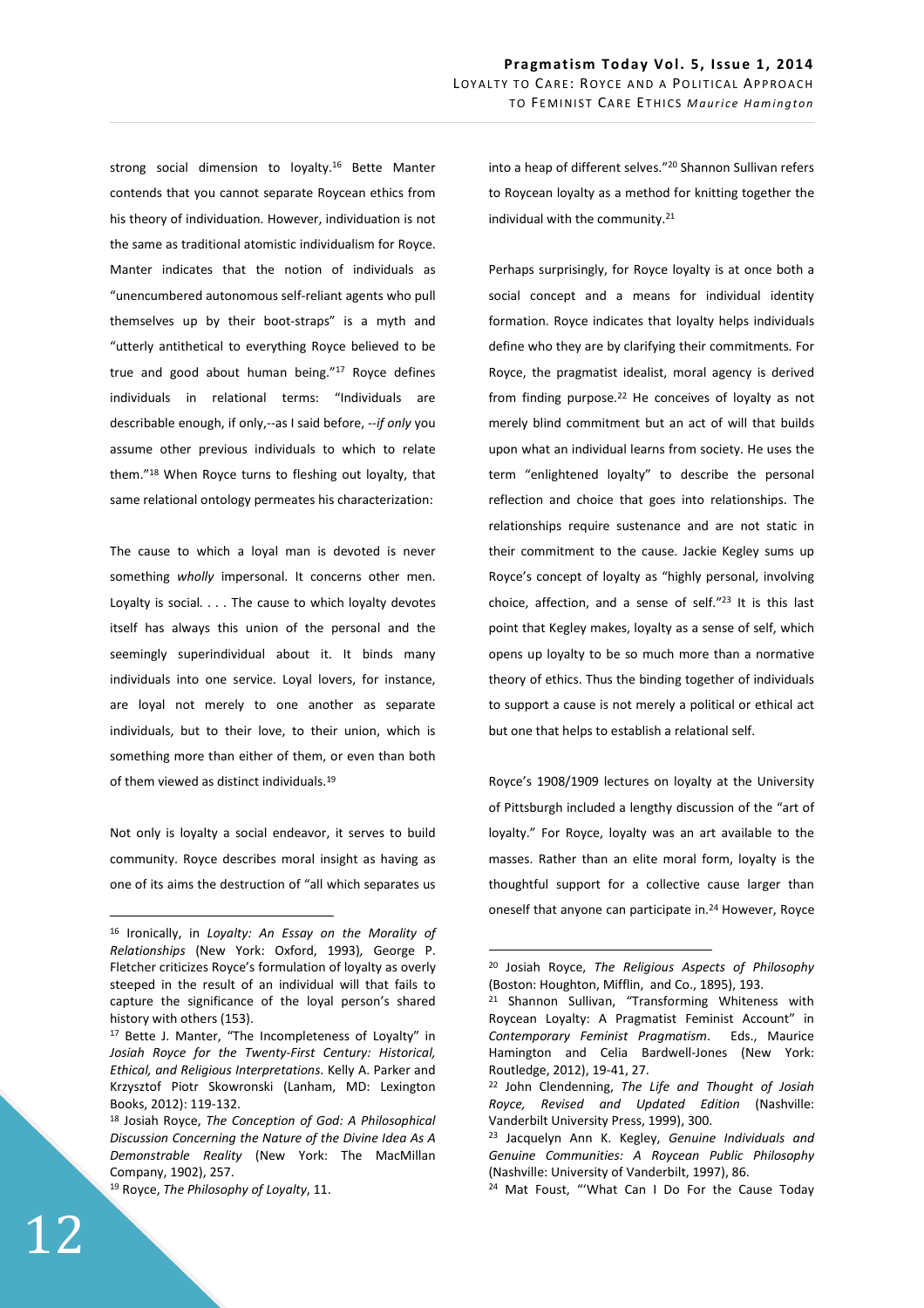strong social dimension to loyalty.[16] Bette Manter contends that you cannot separate Roycean ethics from his theory of individuation. However, individuation is not the same as traditional atomistic individualism for Royce. Manter indicates that the notion of individuals as "unencumbered autonomous self-reliant agents who pull themselves up by their boot-straps" is a myth and "utterly antithetical to everything Royce believed to be true and good about human being."[17] Royce defines individuals in relational terms: "Individuals are describable enough, if only,--as I said before, --*if only* you assume other previous individuals to which to relate them."[18] When Royce turns to fleshing out loyalty, that same relational ontology permeates his characterization:

> The cause to which a loyal man is devoted is never something *wholly* impersonal. It concerns other men. Loyalty is social. . . . The cause to which loyalty devotes itself has always this union of the personal and the seemingly superindividual about it. It binds many individuals into one service. Loyal lovers, for instance, are loyal not merely to one another as separate individuals, but to their love, to their union, which is something more than either of them, or even than both of them viewed as distinct individuals.[19]

Not only is loyalty a social endeavor, it serves to build community. Royce describes moral insight as having as one of its aims the destruction of "all which separates us into a heap of different selves."[20] Shannon Sullivan refers to Roycean loyalty as a method for knitting together the individual with the community.[21]

Perhaps surprisingly, for Royce loyalty is at once both a social concept and a means for individual identity formation. Royce indicates that loyalty helps individuals define who they are by clarifying their commitments. For Royce, the pragmatist idealist, moral agency is derived from finding purpose.[22] He conceives of loyalty as not merely blind commitment but an act of will that builds upon what an individual learns from society. He uses the term "enlightened loyalty" to describe the personal reflection and choice that goes into relationships. The relationships require sustenance and are not static in their commitment to the cause. Jackie Kegley sums up Royce's concept of loyalty as "highly personal, involving choice, affection, and a sense of self."[23] It is this last point that Kegley makes, loyalty as a sense of self, which opens up loyalty to be so much more than a normative theory of ethics. Thus the binding together of individuals to support a cause is not merely a political or ethical act but one that helps to establish a relational self.

Royce's 1908/1909 lectures on loyalty at the University of Pittsburgh included a lengthy discussion of the "art of loyalty." For Royce, loyalty was an art available to the masses. Rather than an elite moral form, loyalty is the thoughtful support for a collective cause larger than oneself that anyone can participate in.[24] However, Royce

---

[16] Ironically, in *Loyalty: An Essay on the Morality of Relationships* (New York: Oxford, 1993), George P. Fletcher criticizes Royce's formulation of loyalty as overly steeped in the result of an individual will that fails to capture the significance of the loyal person's shared history with others (153).

[17] Bette J. Manter, "The Incompleteness of Loyalty" in *Josiah Royce for the Twenty-First Century: Historical, Ethical, and Religious Interpretations*. Kelly A. Parker and Krzysztof Piotr Skowronski (Lanham, MD: Lexington Books, 2012): 119-132.

[18] Josiah Royce, *The Conception of God: A Philosophical Discussion Concerning the Nature of the Divine Idea As A Demonstrable Reality* (New York: The MacMillan Company, 1902), 257.

[19] Royce, *The Philosophy of Loyalty*, 11.

[20] Josiah Royce, *The Religious Aspects of Philosophy* (Boston: Houghton, Mifflin, and Co., 1895), 193.

[21] Shannon Sullivan, "Transforming Whiteness with Roycean Loyalty: A Pragmatist Feminist Account" in *Contemporary Feminist Pragmatism*. Eds., Maurice Hamington and Celia Bardwell-Jones (New York: Routledge, 2012), 19-41, 27.

[22] John Clendenning, *The Life and Thought of Josiah Royce, Revised and Updated Edition* (Nashville: Vanderbilt University Press, 1999), 300.

[23] Jacquelyn Ann K. Kegley, *Genuine Individuals and Genuine Communities: A Roycean Public Philosophy* (Nashville: University of Vanderbilt, 1997), 86.

[24] Mat Foust, "'What Can I Do For the Cause Today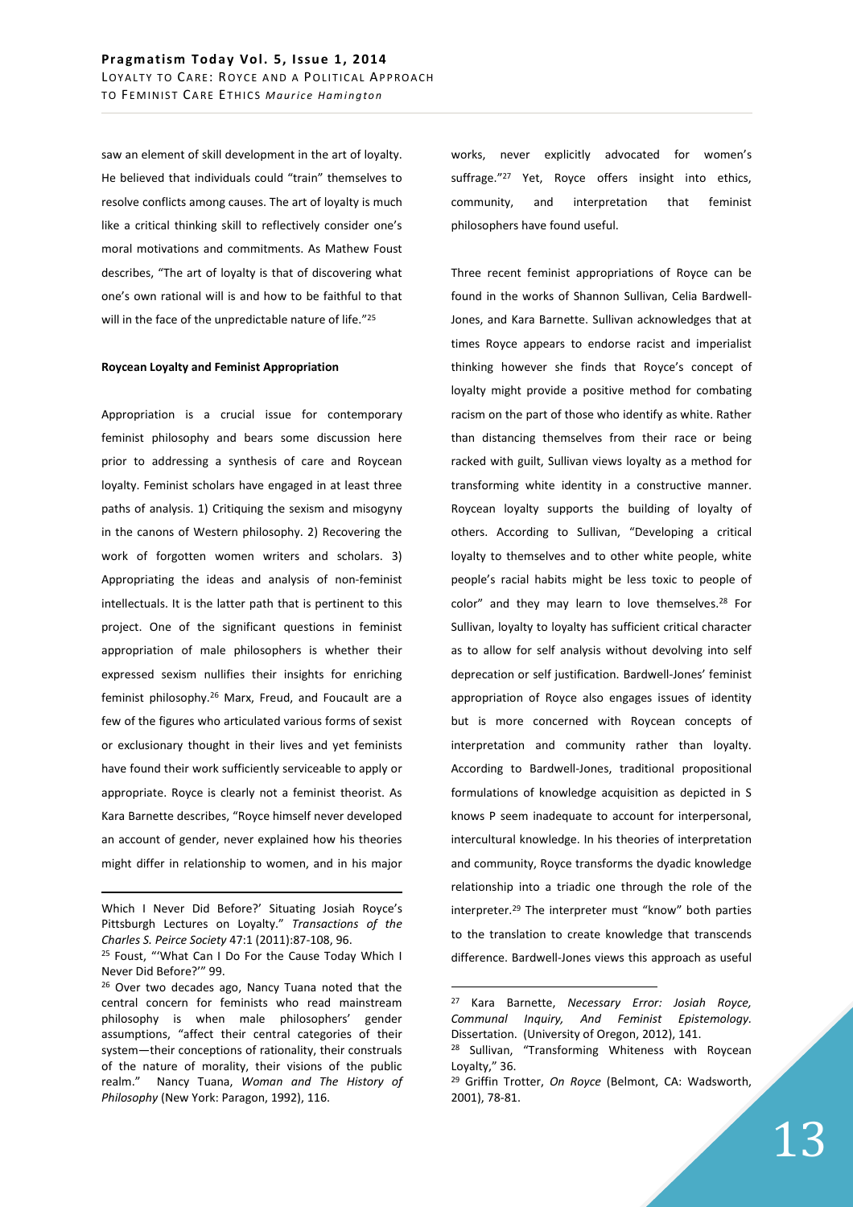saw an element of skill development in the art of loyalty. He believed that individuals could "train" themselves to resolve conflicts among causes. The art of loyalty is much like a critical thinking skill to reflectively consider one's moral motivations and commitments. As Mathew Foust describes, "The art of loyalty is that of discovering what one's own rational will is and how to be faithful to that will in the face of the unpredictable nature of life."[25]

**Roycean Loyalty and Feminist Appropriation**

Appropriation is a crucial issue for contemporary feminist philosophy and bears some discussion here prior to addressing a synthesis of care and Roycean loyalty. Feminist scholars have engaged in at least three paths of analysis. 1) Critiquing the sexism and misogyny in the canons of Western philosophy. 2) Recovering the work of forgotten women writers and scholars. 3) Appropriating the ideas and analysis of non-feminist intellectuals. It is the latter path that is pertinent to this project. One of the significant questions in feminist appropriation of male philosophers is whether their expressed sexism nullifies their insights for enriching feminist philosophy.[26] Marx, Freud, and Foucault are a few of the figures who articulated various forms of sexist or exclusionary thought in their lives and yet feminists have found their work sufficiently serviceable to apply or appropriate. Royce is clearly not a feminist theorist. As Kara Barnette describes, "Royce himself never developed an account of gender, never explained how his theories might differ in relationship to women, and in his major works, never explicitly advocated for women's suffrage."[27] Yet, Royce offers insight into ethics, community, and interpretation that feminist philosophers have found useful.

Three recent feminist appropriations of Royce can be found in the works of Shannon Sullivan, Celia Bardwell-Jones, and Kara Barnette. Sullivan acknowledges that at times Royce appears to endorse racist and imperialist thinking however she finds that Royce's concept of loyalty might provide a positive method for combating racism on the part of those who identify as white. Rather than distancing themselves from their race or being racked with guilt, Sullivan views loyalty as a method for transforming white identity in a constructive manner. Roycean loyalty supports the building of loyalty of others. According to Sullivan, "Developing a critical loyalty to themselves and to other white people, white people's racial habits might be less toxic to people of color" and they may learn to love themselves.[28] For Sullivan, loyalty to loyalty has sufficient critical character as to allow for self analysis without devolving into self deprecation or self justification. Bardwell-Jones' feminist appropriation of Royce also engages issues of identity but is more concerned with Roycean concepts of interpretation and community rather than loyalty. According to Bardwell-Jones, traditional propositional formulations of knowledge acquisition as depicted in S knows P seem inadequate to account for interpersonal, intercultural knowledge. In his theories of interpretation and community, Royce transforms the dyadic knowledge relationship into a triadic one through the role of the interpreter.[29] The interpreter must "know" both parties to the translation to create knowledge that transcends difference. Bardwell-Jones views this approach as useful

---

Which I Never Did Before?' Situating Josiah Royce's Pittsburgh Lectures on Loyalty." *Transactions of the Charles S. Peirce Society* 47:1 (2011):87-108, 96.

[25] Foust, "'What Can I Do For the Cause Today Which I Never Did Before?'" 99.

[26] Over two decades ago, Nancy Tuana noted that the central concern for feminists who read mainstream philosophy is when male philosophers' gender assumptions, "affect their central categories of their system—their conceptions of rationality, their construals of the nature of morality, their visions of the public realm." Nancy Tuana, *Woman and The History of Philosophy* (New York: Paragon, 1992), 116.

[27] Kara Barnette, *Necessary Error: Josiah Royce, Communal Inquiry, And Feminist Epistemology.* Dissertation. (University of Oregon, 2012), 141.

[28] Sullivan, "Transforming Whiteness with Roycean Loyalty," 36.

[29] Griffin Trotter, *On Royce* (Belmont, CA: Wadsworth, 2001), 78-81.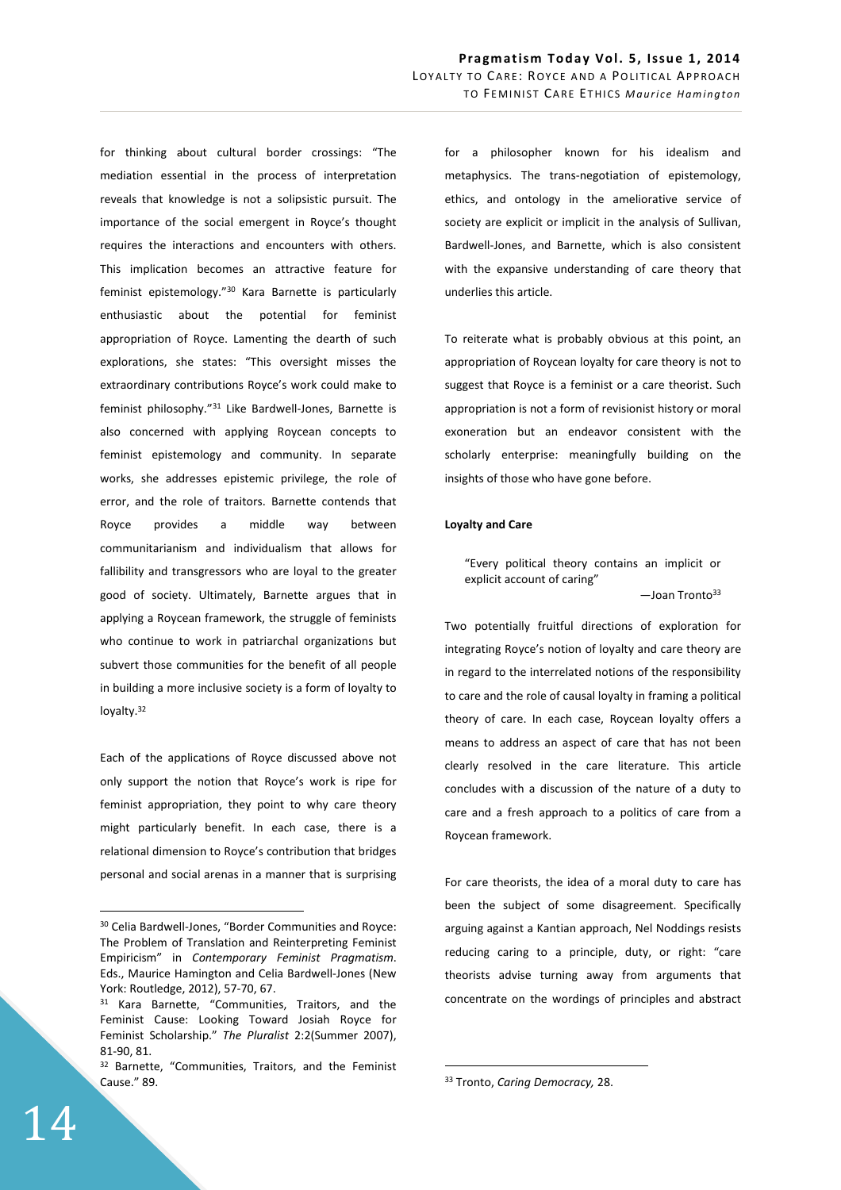for thinking about cultural border crossings: "The mediation essential in the process of interpretation reveals that knowledge is not a solipsistic pursuit. The importance of the social emergent in Royce's thought requires the interactions and encounters with others. This implication becomes an attractive feature for feminist epistemology."[30] Kara Barnette is particularly enthusiastic about the potential for feminist appropriation of Royce. Lamenting the dearth of such explorations, she states: "This oversight misses the extraordinary contributions Royce's work could make to feminist philosophy."[31] Like Bardwell-Jones, Barnette is also concerned with applying Roycean concepts to feminist epistemology and community. In separate works, she addresses epistemic privilege, the role of error, and the role of traitors. Barnette contends that Royce provides a middle way between communitarianism and individualism that allows for fallibility and transgressors who are loyal to the greater good of society. Ultimately, Barnette argues that in applying a Roycean framework, the struggle of feminists who continue to work in patriarchal organizations but subvert those communities for the benefit of all people in building a more inclusive society is a form of loyalty to loyalty.[32]

Each of the applications of Royce discussed above not only support the notion that Royce's work is ripe for feminist appropriation, they point to why care theory might particularly benefit. In each case, there is a relational dimension to Royce's contribution that bridges personal and social arenas in a manner that is surprising for a philosopher known for his idealism and metaphysics. The trans-negotiation of epistemology, ethics, and ontology in the ameliorative service of society are explicit or implicit in the analysis of Sullivan, Bardwell-Jones, and Barnette, which is also consistent with the expansive understanding of care theory that underlies this article.

To reiterate what is probably obvious at this point, an appropriation of Roycean loyalty for care theory is not to suggest that Royce is a feminist or a care theorist. Such appropriation is not a form of revisionist history or moral exoneration but an endeavor consistent with the scholarly enterprise: meaningfully building on the insights of those who have gone before.

**Loyalty and Care**

> "Every political theory contains an implicit or explicit account of caring"
>
> —Joan Tronto[33]

Two potentially fruitful directions of exploration for integrating Royce's notion of loyalty and care theory are in regard to the interrelated notions of the responsibility to care and the role of causal loyalty in framing a political theory of care. In each case, Roycean loyalty offers a means to address an aspect of care that has not been clearly resolved in the care literature. This article concludes with a discussion of the nature of a duty to care and a fresh approach to a politics of care from a Roycean framework.

For care theorists, the idea of a moral duty to care has been the subject of some disagreement. Specifically arguing against a Kantian approach, Nel Noddings resists reducing caring to a principle, duty, or right: "care theorists advise turning away from arguments that concentrate on the wordings of principles and abstract

---

[30] Celia Bardwell-Jones, "Border Communities and Royce: The Problem of Translation and Reinterpreting Feminist Empiricism" in *Contemporary Feminist Pragmatism*. Eds., Maurice Hamington and Celia Bardwell-Jones (New York: Routledge, 2012), 57-70, 67.

[31] Kara Barnette, "Communities, Traitors, and the Feminist Cause: Looking Toward Josiah Royce for Feminist Scholarship." *The Pluralist* 2:2(Summer 2007), 81-90, 81.

[32] Barnette, "Communities, Traitors, and the Feminist Cause." 89.

[33] Tronto, *Caring Democracy,* 28.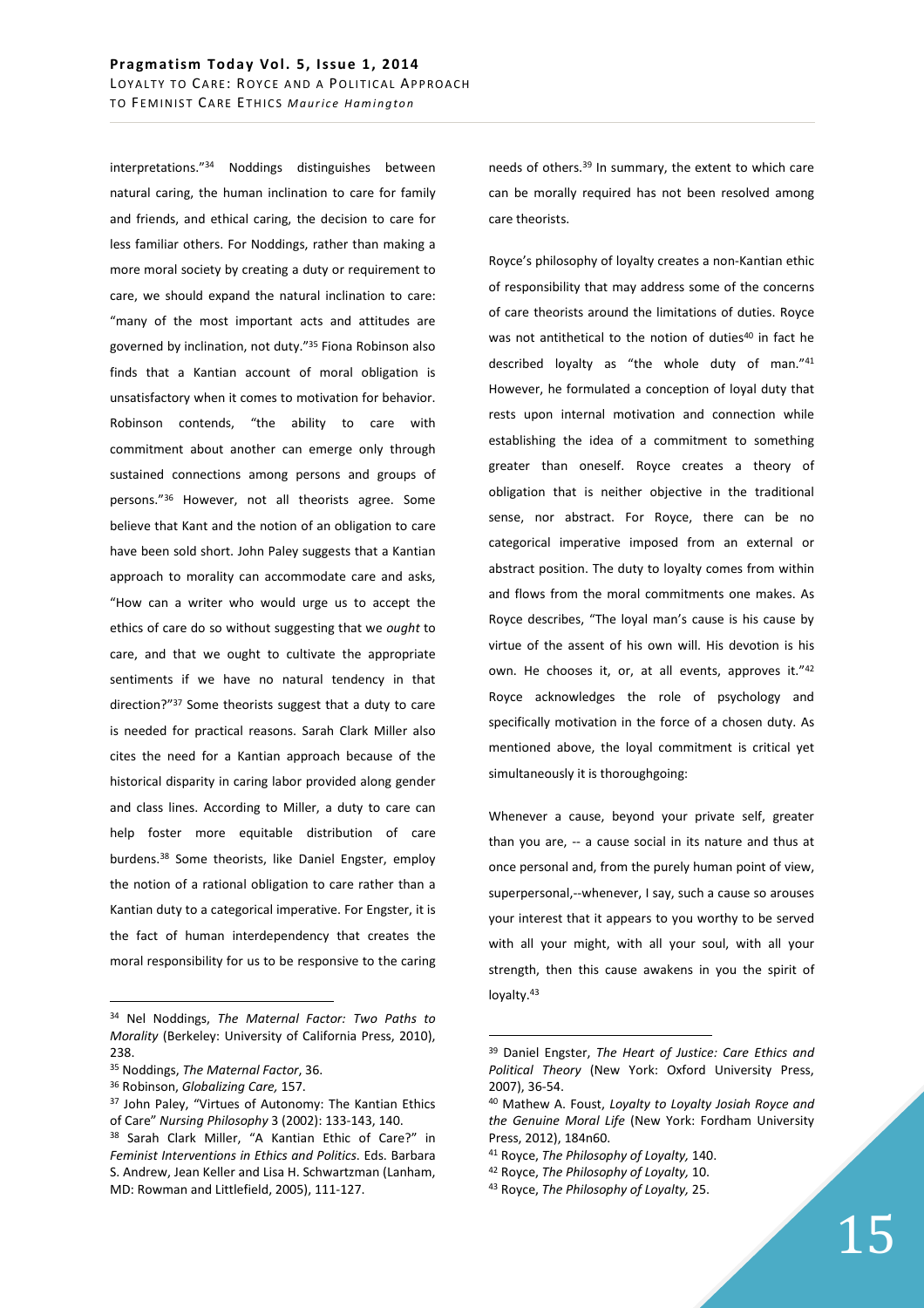interpretations."[34] Noddings distinguishes between natural caring, the human inclination to care for family and friends, and ethical caring, the decision to care for less familiar others. For Noddings, rather than making a more moral society by creating a duty or requirement to care, we should expand the natural inclination to care: "many of the most important acts and attitudes are governed by inclination, not duty."[35] Fiona Robinson also finds that a Kantian account of moral obligation is unsatisfactory when it comes to motivation for behavior. Robinson contends, "the ability to care with commitment about another can emerge only through sustained connections among persons and groups of persons."[36] However, not all theorists agree. Some believe that Kant and the notion of an obligation to care have been sold short. John Paley suggests that a Kantian approach to morality can accommodate care and asks, "How can a writer who would urge us to accept the ethics of care do so without suggesting that we *ought* to care, and that we ought to cultivate the appropriate sentiments if we have no natural tendency in that direction?"[37] Some theorists suggest that a duty to care is needed for practical reasons. Sarah Clark Miller also cites the need for a Kantian approach because of the historical disparity in caring labor provided along gender and class lines. According to Miller, a duty to care can help foster more equitable distribution of care burdens.[38] Some theorists, like Daniel Engster, employ the notion of a rational obligation to care rather than a Kantian duty to a categorical imperative. For Engster, it is the fact of human interdependency that creates the moral responsibility for us to be responsive to the caring needs of others.[39] In summary, the extent to which care can be morally required has not been resolved among care theorists.

Royce's philosophy of loyalty creates a non-Kantian ethic of responsibility that may address some of the concerns of care theorists around the limitations of duties. Royce was not antithetical to the notion of duties[40] in fact he described loyalty as "the whole duty of man."[41] However, he formulated a conception of loyal duty that rests upon internal motivation and connection while establishing the idea of a commitment to something greater than oneself. Royce creates a theory of obligation that is neither objective in the traditional sense, nor abstract. For Royce, there can be no categorical imperative imposed from an external or abstract position. The duty to loyalty comes from within and flows from the moral commitments one makes. As Royce describes, "The loyal man's cause is his cause by virtue of the assent of his own will. His devotion is his own. He chooses it, or, at all events, approves it."[42] Royce acknowledges the role of psychology and specifically motivation in the force of a chosen duty. As mentioned above, the loyal commitment is critical yet simultaneously it is thoroughgoing:

> Whenever a cause, beyond your private self, greater than you are, -- a cause social in its nature and thus at once personal and, from the purely human point of view, superpersonal,--whenever, I say, such a cause so arouses your interest that it appears to you worthy to be served with all your might, with all your soul, with all your strength, then this cause awakens in you the spirit of loyalty.[43]

---

[34] Nel Noddings, *The Maternal Factor: Two Paths to Morality* (Berkeley: University of California Press, 2010), 238.

[35] Noddings, *The Maternal Factor*, 36.

[36] Robinson, *Globalizing Care,* 157.

[37] John Paley, "Virtues of Autonomy: The Kantian Ethics of Care" *Nursing Philosophy* 3 (2002): 133-143, 140.

[38] Sarah Clark Miller, "A Kantian Ethic of Care?" in *Feminist Interventions in Ethics and Politics*. Eds. Barbara S. Andrew, Jean Keller and Lisa H. Schwartzman (Lanham, MD: Rowman and Littlefield, 2005), 111-127.

[39] Daniel Engster, *The Heart of Justice: Care Ethics and Political Theory* (New York: Oxford University Press, 2007), 36-54.

[40] Mathew A. Foust, *Loyalty to Loyalty Josiah Royce and the Genuine Moral Life* (New York: Fordham University Press, 2012), 184n60.

[41] Royce, *The Philosophy of Loyalty,* 140.

[42] Royce, *The Philosophy of Loyalty,* 10.

[43] Royce, *The Philosophy of Loyalty,* 25.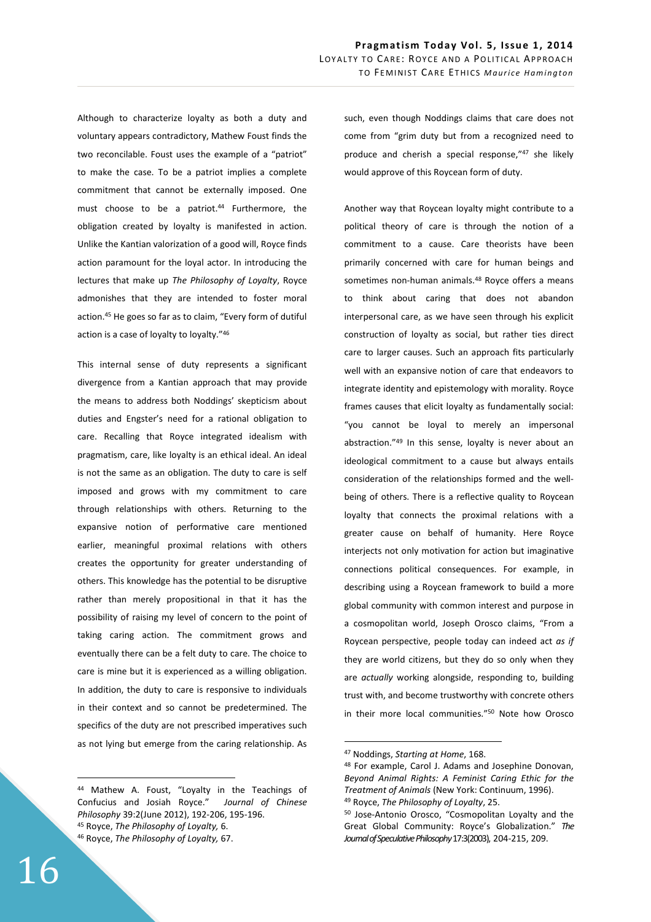Although to characterize loyalty as both a duty and voluntary appears contradictory, Mathew Foust finds the two reconcilable. Foust uses the example of a "patriot" to make the case. To be a patriot implies a complete commitment that cannot be externally imposed. One must choose to be a patriot.[44] Furthermore, the obligation created by loyalty is manifested in action. Unlike the Kantian valorization of a good will, Royce finds action paramount for the loyal actor. In introducing the lectures that make up *The Philosophy of Loyalty*, Royce admonishes that they are intended to foster moral action.[45] He goes so far as to claim, "Every form of dutiful action is a case of loyalty to loyalty."[46]

This internal sense of duty represents a significant divergence from a Kantian approach that may provide the means to address both Noddings' skepticism about duties and Engster's need for a rational obligation to care. Recalling that Royce integrated idealism with pragmatism, care, like loyalty is an ethical ideal. An ideal is not the same as an obligation. The duty to care is self imposed and grows with my commitment to care through relationships with others. Returning to the expansive notion of performative care mentioned earlier, meaningful proximal relations with others creates the opportunity for greater understanding of others. This knowledge has the potential to be disruptive rather than merely propositional in that it has the possibility of raising my level of concern to the point of taking caring action. The commitment grows and eventually there can be a felt duty to care. The choice to care is mine but it is experienced as a willing obligation. In addition, the duty to care is responsive to individuals in their context and so cannot be predetermined. The specifics of the duty are not prescribed imperatives such as not lying but emerge from the caring relationship. As such, even though Noddings claims that care does not come from "grim duty but from a recognized need to produce and cherish a special response,"[47] she likely would approve of this Roycean form of duty.

Another way that Roycean loyalty might contribute to a political theory of care is through the notion of a commitment to a cause. Care theorists have been primarily concerned with care for human beings and sometimes non-human animals.[48] Royce offers a means to think about caring that does not abandon interpersonal care, as we have seen through his explicit construction of loyalty as social, but rather ties direct care to larger causes. Such an approach fits particularly well with an expansive notion of care that endeavors to integrate identity and epistemology with morality. Royce frames causes that elicit loyalty as fundamentally social: "you cannot be loyal to merely an impersonal abstraction."[49] In this sense, loyalty is never about an ideological commitment to a cause but always entails consideration of the relationships formed and the well-being of others. There is a reflective quality to Roycean loyalty that connects the proximal relations with a greater cause on behalf of humanity. Here Royce interjects not only motivation for action but imaginative connections political consequences. For example, in describing using a Roycean framework to build a more global community with common interest and purpose in a cosmopolitan world, Joseph Orosco claims, "From a Roycean perspective, people today can indeed act *as if* they are world citizens, but they do so only when they are *actually* working alongside, responding to, building trust with, and become trustworthy with concrete others in their more local communities."[50] Note how Orosco

---

[44] Mathew A. Foust, "Loyalty in the Teachings of Confucius and Josiah Royce." *Journal of Chinese Philosophy* 39:2(June 2012), 192-206, 195-196.

[45] Royce, *The Philosophy of Loyalty,* 6.

[46] Royce, *The Philosophy of Loyalty,* 67.

[47] Noddings, *Starting at Home*, 168.

[48] For example, Carol J. Adams and Josephine Donovan, *Beyond Animal Rights: A Feminist Caring Ethic for the Treatment of Animals* (New York: Continuum, 1996).

[49] Royce, *The Philosophy of Loyalty*, 25.

[50] Jose-Antonio Orosco, "Cosmopolitan Loyalty and the Great Global Community: Royce's Globalization." *The Journal of Speculative Philosophy* 17:3(2003), 204-215, 209.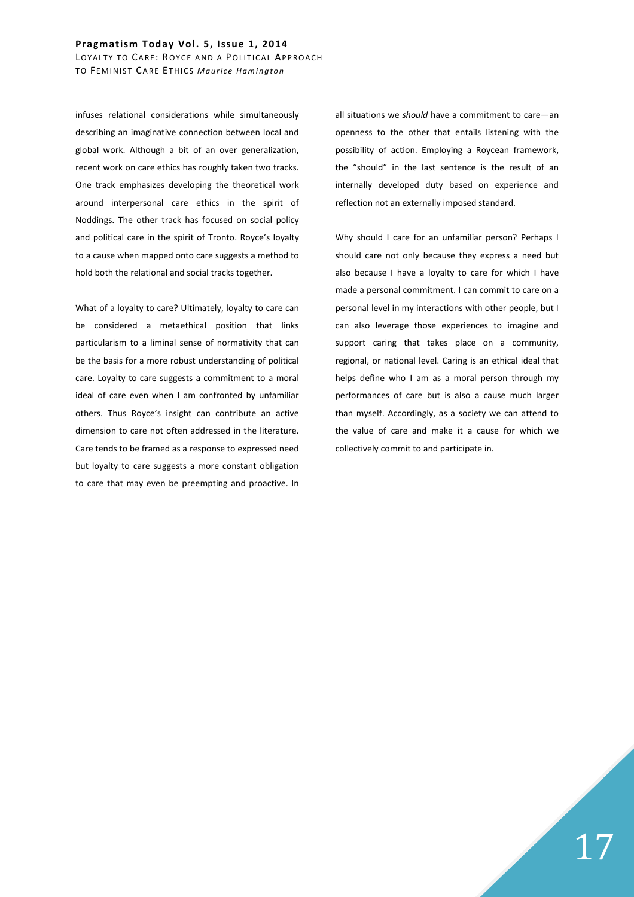infuses relational considerations while simultaneously describing an imaginative connection between local and global work. Although a bit of an over generalization, recent work on care ethics has roughly taken two tracks. One track emphasizes developing the theoretical work around interpersonal care ethics in the spirit of Noddings. The other track has focused on social policy and political care in the spirit of Tronto. Royce's loyalty to a cause when mapped onto care suggests a method to hold both the relational and social tracks together.

What of a loyalty to care? Ultimately, loyalty to care can be considered a metaethical position that links particularism to a liminal sense of normativity that can be the basis for a more robust understanding of political care. Loyalty to care suggests a commitment to a moral ideal of care even when I am confronted by unfamiliar others. Thus Royce's insight can contribute an active dimension to care not often addressed in the literature. Care tends to be framed as a response to expressed need but loyalty to care suggests a more constant obligation to care that may even be preempting and proactive. In all situations we *should* have a commitment to care—an openness to the other that entails listening with the possibility of action. Employing a Roycean framework, the "should" in the last sentence is the result of an internally developed duty based on experience and reflection not an externally imposed standard.

Why should I care for an unfamiliar person? Perhaps I should care not only because they express a need but also because I have a loyalty to care for which I have made a personal commitment. I can commit to care on a personal level in my interactions with other people, but I can also leverage those experiences to imagine and support caring that takes place on a community, regional, or national level. Caring is an ethical ideal that helps define who I am as a moral person through my performances of care but is also a cause much larger than myself. Accordingly, as a society we can attend to the value of care and make it a cause for which we collectively commit to and participate in.